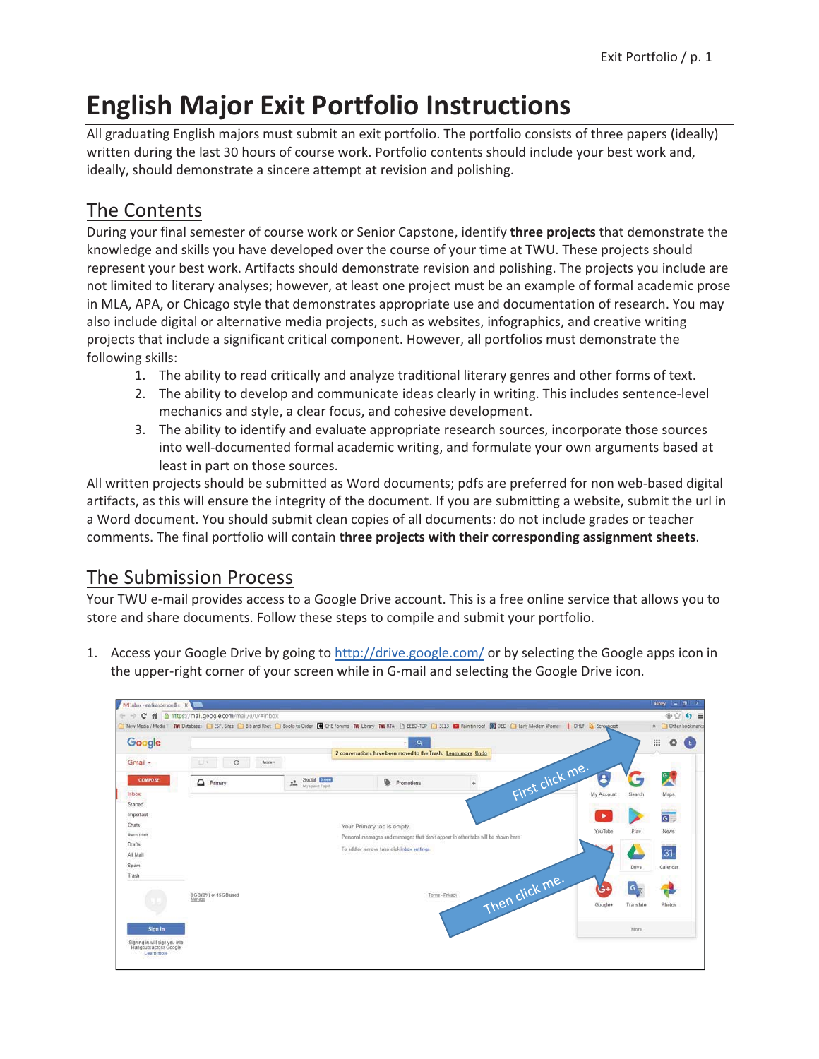# English Major Exit Portfolio Instructions

All graduating English majors must submit an exit portfolio. The portfolio consists of three papers (ideally) written during the last 30 hours of course work. Portfolio contents should include your best work and, ideally, should demonstrate a sincere attempt at revision and polishing.

## The Contents

During your final semester of course work or Senior Capstone, identify **three projects** that demonstrate the knowledge and skills you have developed over the course of your time at TWU. These projects should represent your best work. Artifacts should demonstrate revision and polishing. The projects you include are not limited to literary analyses; however, at least one project must be an example of formal academic prose in MLA, APA, or Chicago style that demonstrates appropriate use and documentation of research. You may also include digital or alternative media projects, such as websites, infographics, and creative writing projects that include a significant critical component. However, all portfolios must demonstrate the following skills:

1. The ability to read critically and analyze traditional literary genres and other forms of text.
2. The ability to develop and communicate ideas clearly in writing. This includes sentence-level mechanics and style, a clear focus, and cohesive development.
3. The ability to identify and evaluate appropriate research sources, incorporate those sources into well-documented formal academic writing, and formulate your own arguments based at least in part on those sources.

All written projects should be submitted as Word documents; pdfs are preferred for non web-based digital artifacts, as this will ensure the integrity of the document. If you are submitting a website, submit the url in a Word document. You should submit clean copies of all documents: do not include grades or teacher comments. The final portfolio will contain **three projects with their corresponding assignment sheets**.

## The Submission Process

Your TWU e-mail provides access to a Google Drive account. This is a free online service that allows you to store and share documents. Follow these steps to compile and submit your portfolio.

1. Access your Google Drive by going to http://drive.google.com/ or by selecting the Google apps icon in the upper-right corner of your screen while in G-mail and selecting the Google Drive icon.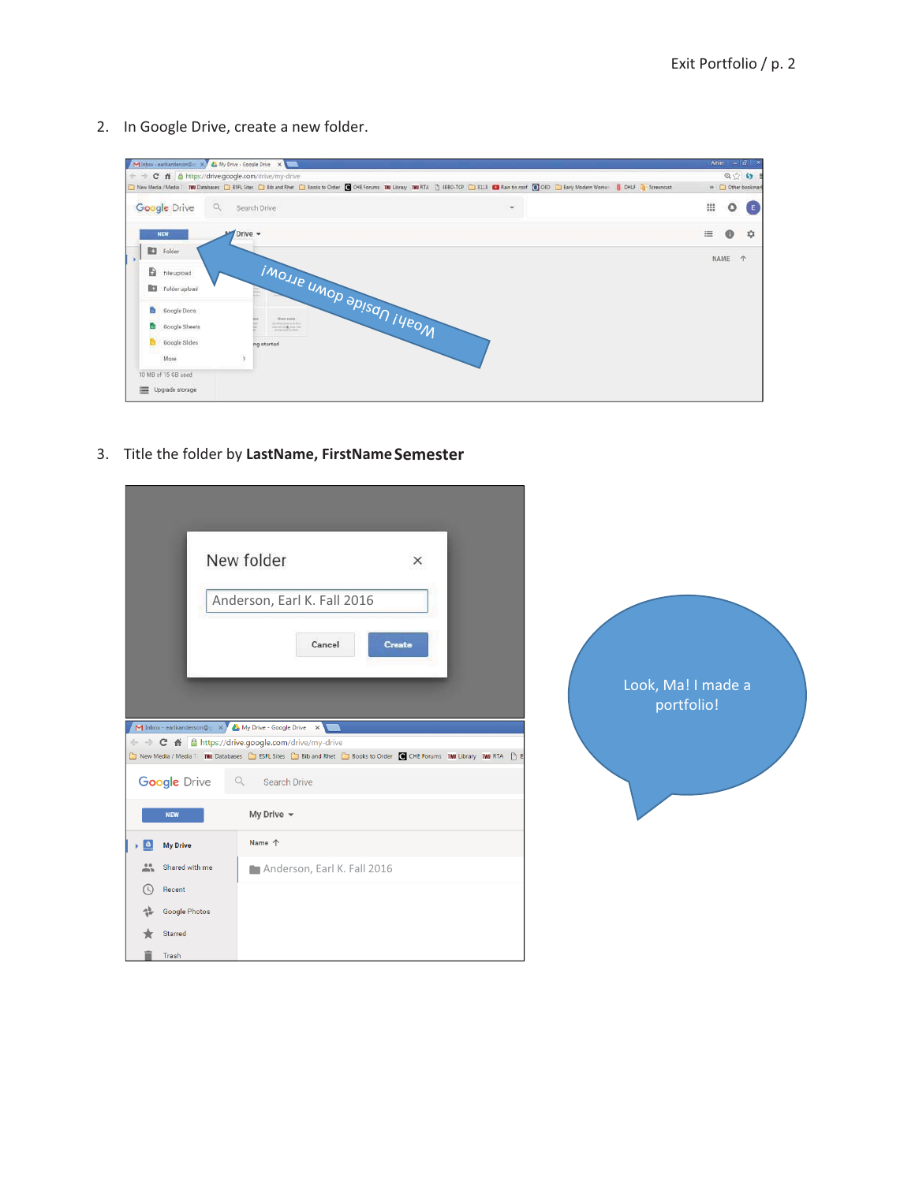2. In Google Drive, create a new folder.

3. Title the folder by **LastName, FirstName Semester**

Look, Ma! I made a portfolio!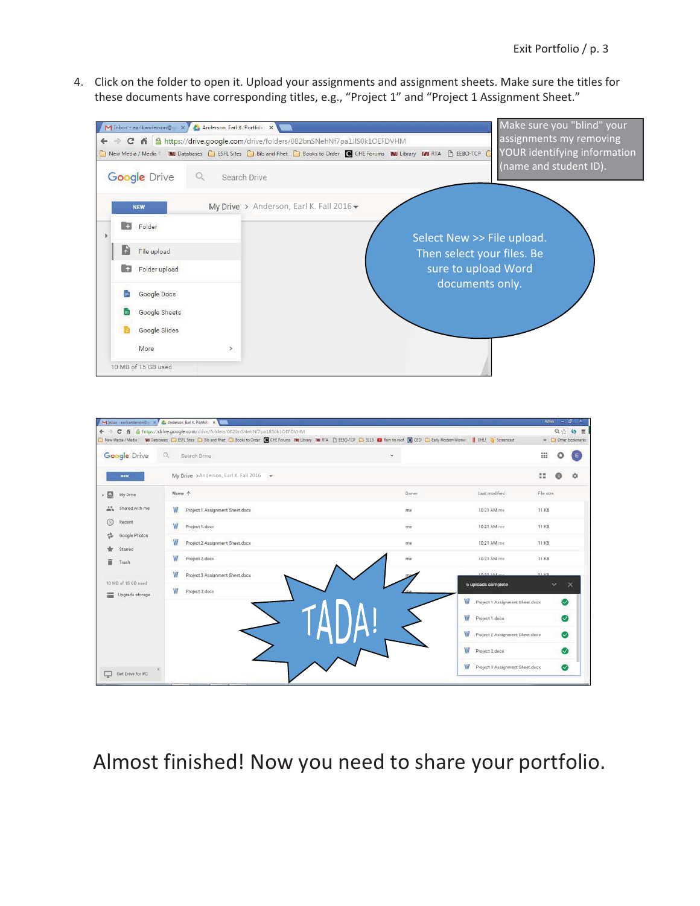4. Click on the folder to open it. Upload your assignments and assignment sheets. Make sure the titles for these documents have corresponding titles, e.g., "Project 1" and "Project 1 Assignment Sheet."

Make sure you "blind" your assignments my removing YOUR identifying information (name and student ID).

Select New >> File upload. Then select your files. Be sure to upload Word documents only.

TADA!

Almost finished! Now you need to share your portfolio.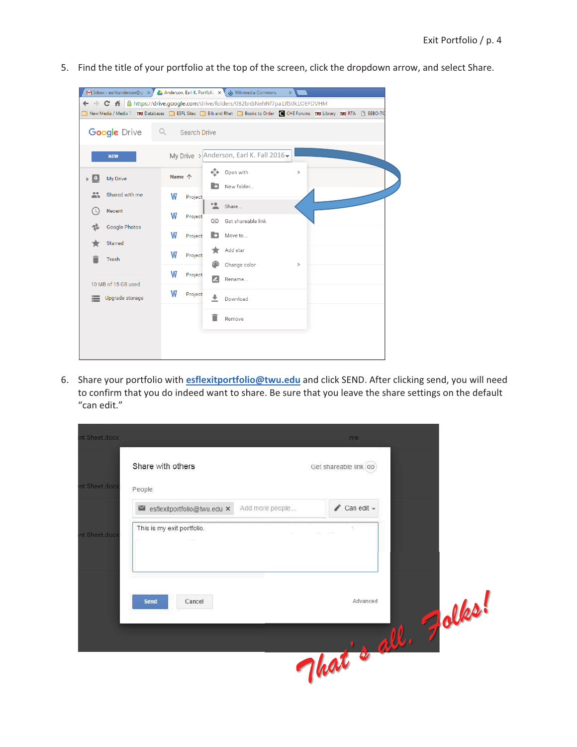5. Find the title of your portfolio at the top of the screen, click the dropdown arrow, and select Share.

6. Share your portfolio with [esflexitportfolio@twu.edu](mailto:esflexitportfolio@twu.edu) and click SEND. After clicking send, you will need to confirm that you do indeed want to share. Be sure that you leave the share settings on the default "can edit."

That's all, Folks!